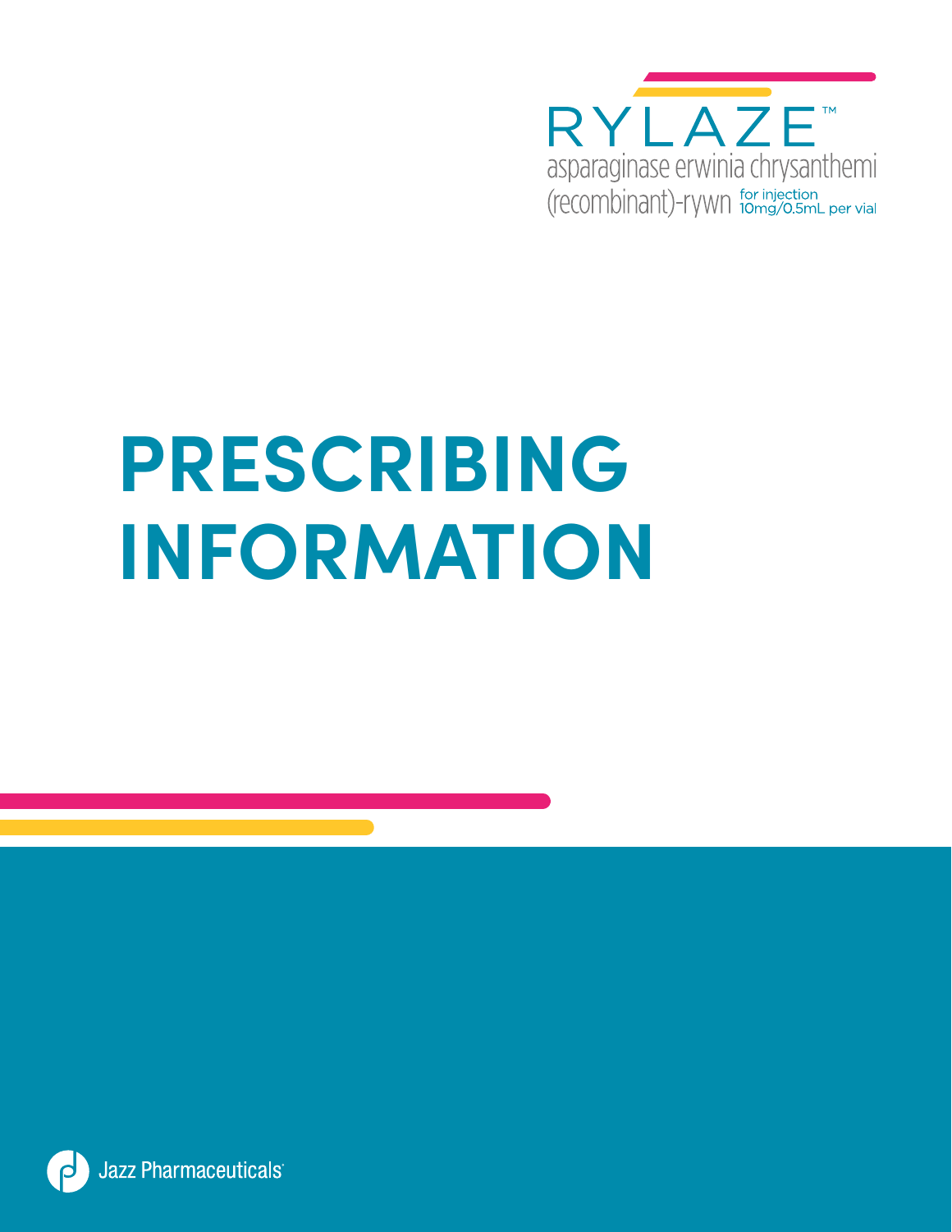RYLAZE™

asparaginase erwinia chrysanthemi (recombinant)-rywn for injection 10mg/0.5mL per vial

# PRESCRIBING INFORMATION

Jazz Pharmaceuticals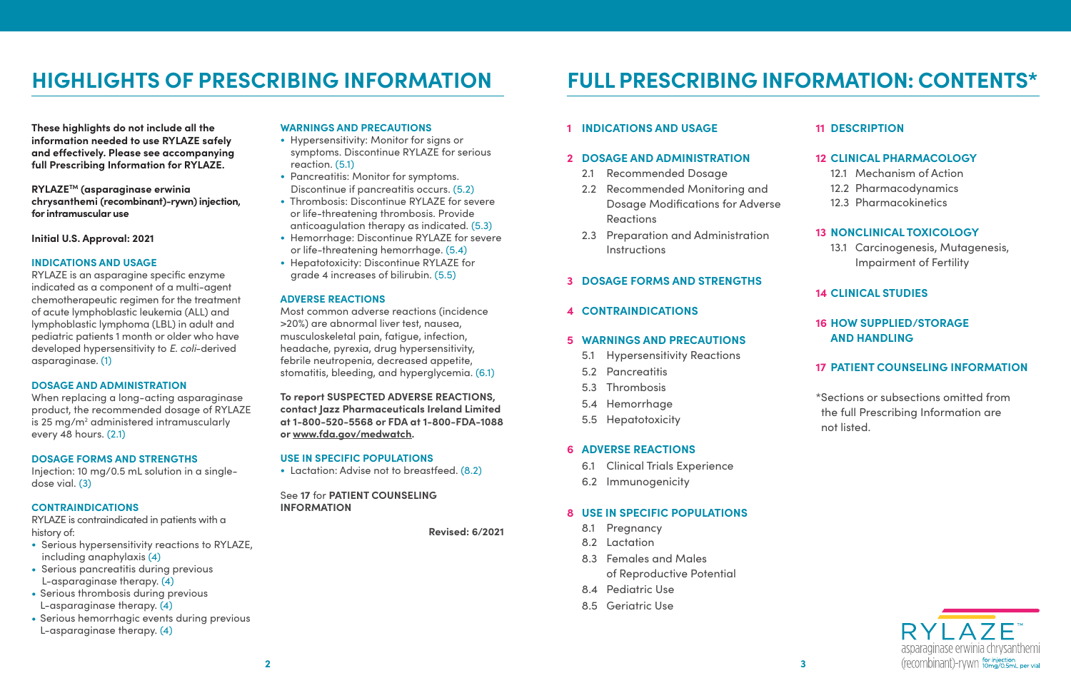# HIGHLIGHTS OF PRESCRIBING INFORMATION

**These highlights do not include all the information needed to use RYLAZE safely and effectively. Please see accompanying full Prescribing Information for RYLAZE.**

**RYLAZE™ (asparaginase erwinia chrysanthemi (recombinant)-rywn) injection, for intramuscular use**

**Initial U.S. Approval: 2021**

## INDICATIONS AND USAGE

RYLAZE is an asparagine specific enzyme indicated as a component of a multi-agent chemotherapeutic regimen for the treatment of acute lymphoblastic leukemia (ALL) and lymphoblastic lymphoma (LBL) in adult and pediatric patients 1 month or older who have developed hypersensitivity to *E. coli*-derived asparaginase. (1)

## DOSAGE AND ADMINISTRATION

When replacing a long-acting asparaginase product, the recommended dosage of RYLAZE is 25 mg/m$^2$ administered intramuscularly every 48 hours. (2.1)

## DOSAGE FORMS AND STRENGTHS

Injection: 10 mg/0.5 mL solution in a single-dose vial. (3)

## CONTRAINDICATIONS

RYLAZE is contraindicated in patients with a history of:

- Serious hypersensitivity reactions to RYLAZE, including anaphylaxis (4)
- Serious pancreatitis during previous L-asparaginase therapy. (4)
- Serious thrombosis during previous L-asparaginase therapy. (4)
- Serious hemorrhagic events during previous L-asparaginase therapy. (4)

## WARNINGS AND PRECAUTIONS

- Hypersensitivity: Monitor for signs or symptoms. Discontinue RYLAZE for serious reaction. (5.1)
- Pancreatitis: Monitor for symptoms. Discontinue if pancreatitis occurs. (5.2)
- Thrombosis: Discontinue RYLAZE for severe or life-threatening thrombosis. Provide anticoagulation therapy as indicated. (5.3)
- Hemorrhage: Discontinue RYLAZE for severe or life-threatening hemorrhage. (5.4)
- Hepatotoxicity: Discontinue RYLAZE for grade 4 increases of bilirubin. (5.5)

## ADVERSE REACTIONS

Most common adverse reactions (incidence >20%) are abnormal liver test, nausea, musculoskeletal pain, fatigue, infection, headache, pyrexia, drug hypersensitivity, febrile neutropenia, decreased appetite, stomatitis, bleeding, and hyperglycemia. (6.1)

**To report SUSPECTED ADVERSE REACTIONS, contact Jazz Pharmaceuticals Ireland Limited at 1-800-520-5568 or FDA at 1-800-FDA-1088 or www.fda.gov/medwatch.**

## USE IN SPECIFIC POPULATIONS

- Lactation: Advise not to breastfeed. (8.2)

See **17** for **PATIENT COUNSELING INFORMATION**

**Revised: 6/2021**

# FULL PRESCRIBING INFORMATION: CONTENTS*

**1 INDICATIONS AND USAGE**

**2 DOSAGE AND ADMINISTRATION**
- 2.1 Recommended Dosage
- 2.2 Recommended Monitoring and Dosage Modifications for Adverse Reactions
- 2.3 Preparation and Administration Instructions

**3 DOSAGE FORMS AND STRENGTHS**

**4 CONTRAINDICATIONS**

**5 WARNINGS AND PRECAUTIONS**
- 5.1 Hypersensitivity Reactions
- 5.2 Pancreatitis
- 5.3 Thrombosis
- 5.4 Hemorrhage
- 5.5 Hepatotoxicity

**6 ADVERSE REACTIONS**
- 6.1 Clinical Trials Experience
- 6.2 Immunogenicity

**8 USE IN SPECIFIC POPULATIONS**
- 8.1 Pregnancy
- 8.2 Lactation
- 8.3 Females and Males of Reproductive Potential
- 8.4 Pediatric Use
- 8.5 Geriatric Use

**11 DESCRIPTION**

**12 CLINICAL PHARMACOLOGY**
- 12.1 Mechanism of Action
- 12.2 Pharmacodynamics
- 12.3 Pharmacokinetics

**13 NONCLINICAL TOXICOLOGY**
- 13.1 Carcinogenesis, Mutagenesis, Impairment of Fertility

**14 CLINICAL STUDIES**

**16 HOW SUPPLIED/STORAGE AND HANDLING**

**17 PATIENT COUNSELING INFORMATION**

*Sections or subsections omitted from the full Prescribing Information are not listed.

RYLAZE™ asparaginase erwinia chrysanthemi (recombinant)-rywn for injection 10mg/0.5mL per vial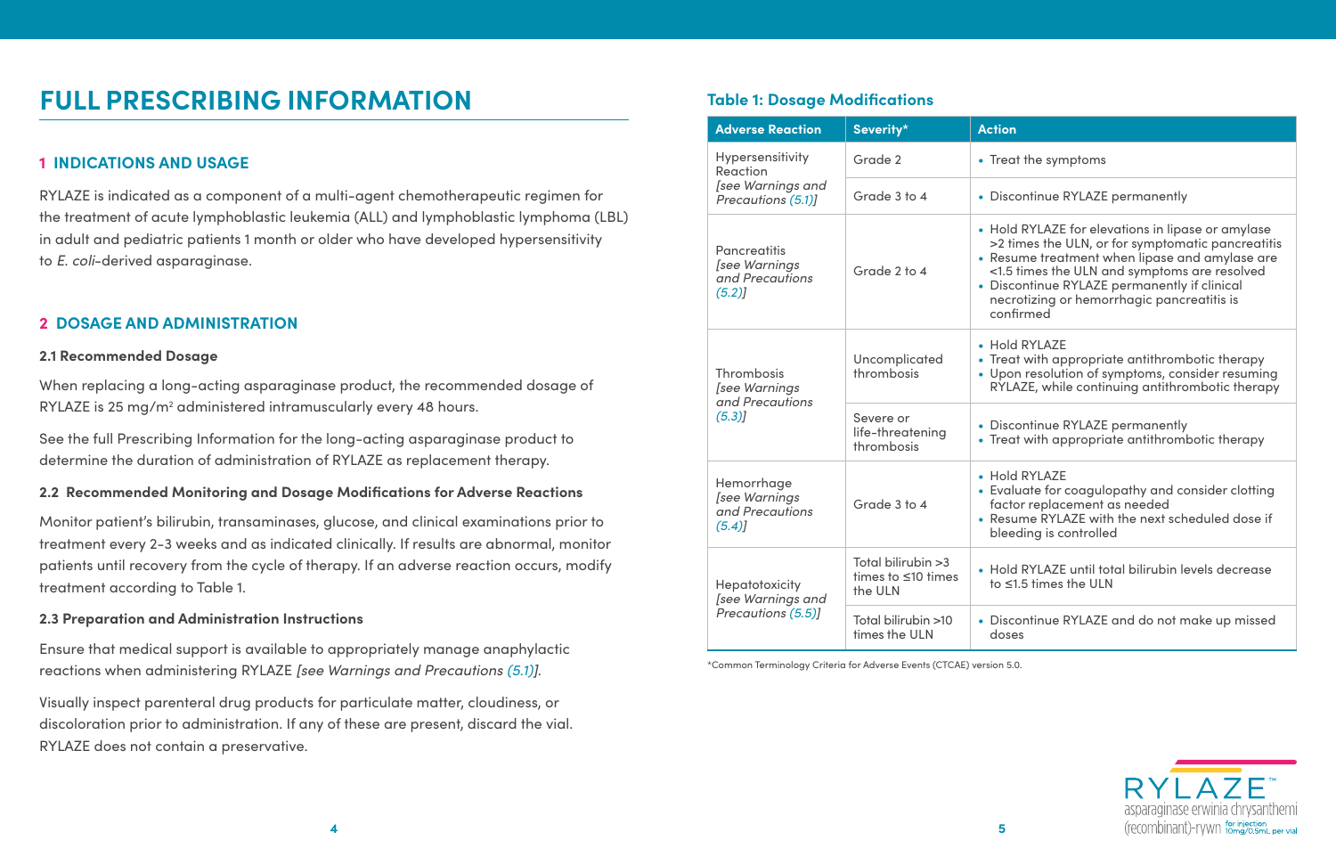# FULL PRESCRIBING INFORMATION

## 1 INDICATIONS AND USAGE

RYLAZE is indicated as a component of a multi-agent chemotherapeutic regimen for the treatment of acute lymphoblastic leukemia (ALL) and lymphoblastic lymphoma (LBL) in adult and pediatric patients 1 month or older who have developed hypersensitivity to *E. coli*-derived asparaginase.

## 2 DOSAGE AND ADMINISTRATION

### 2.1 Recommended Dosage

When replacing a long-acting asparaginase product, the recommended dosage of RYLAZE is 25 mg/$m^2$ administered intramuscularly every 48 hours.

See the full Prescribing Information for the long-acting asparaginase product to determine the duration of administration of RYLAZE as replacement therapy.

### 2.2 Recommended Monitoring and Dosage Modifications for Adverse Reactions

Monitor patient's bilirubin, transaminases, glucose, and clinical examinations prior to treatment every 2-3 weeks and as indicated clinically. If results are abnormal, monitor patients until recovery from the cycle of therapy. If an adverse reaction occurs, modify treatment according to Table 1.

### 2.3 Preparation and Administration Instructions

Ensure that medical support is available to appropriately manage anaphylactic reactions when administering RYLAZE *[see Warnings and Precautions (5.1)]*.

Visually inspect parenteral drug products for particulate matter, cloudiness, or discoloration prior to administration. If any of these are present, discard the vial. RYLAZE does not contain a preservative.

### Table 1: Dosage Modifications

| Adverse Reaction | Severity* | Action |
|---|---|---|
| Hypersensitivity Reaction *[see Warnings and Precautions (5.1)]* | Grade 2 | • Treat the symptoms |
| | Grade 3 to 4 | • Discontinue RYLAZE permanently |
| Pancreatitis *[see Warnings and Precautions (5.2)]* | Grade 2 to 4 | • Hold RYLAZE for elevations in lipase or amylase >2 times the ULN, or for symptomatic pancreatitis<br>• Resume treatment when lipase and amylase are <1.5 times the ULN and symptoms are resolved<br>• Discontinue RYLAZE permanently if clinical necrotizing or hemorrhagic pancreatitis is confirmed |
| Thrombosis *[see Warnings and Precautions (5.3)]* | Uncomplicated thrombosis | • Hold RYLAZE<br>• Treat with appropriate antithrombotic therapy<br>• Upon resolution of symptoms, consider resuming RYLAZE, while continuing antithrombotic therapy |
| | Severe or life-threatening thrombosis | • Discontinue RYLAZE permanently<br>• Treat with appropriate antithrombotic therapy |
| Hemorrhage *[see Warnings and Precautions (5.4)]* | Grade 3 to 4 | • Hold RYLAZE<br>• Evaluate for coagulopathy and consider clotting factor replacement as needed<br>• Resume RYLAZE with the next scheduled dose if bleeding is controlled |
| Hepatotoxicity *[see Warnings and Precautions (5.5)]* | Total bilirubin >3 times to ≤10 times the ULN | • Hold RYLAZE until total bilirubin levels decrease to ≤1.5 times the ULN |
| | Total bilirubin >10 times the ULN | • Discontinue RYLAZE and do not make up missed doses |

*Common Terminology Criteria for Adverse Events (CTCAE) version 5.0.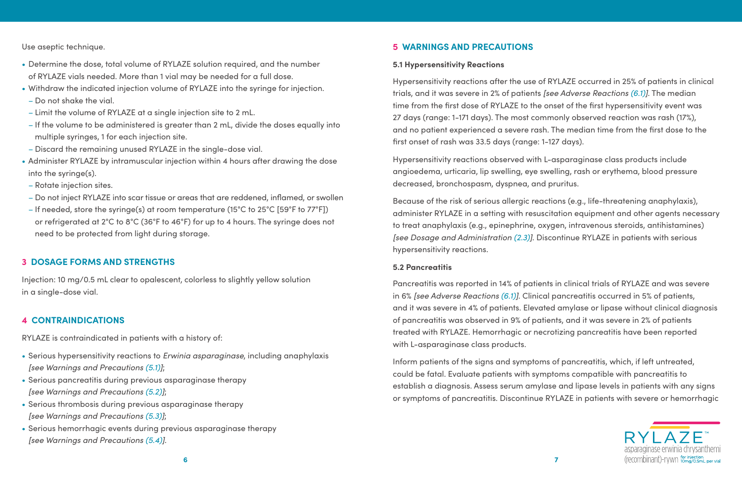Use aseptic technique.

- Determine the dose, total volume of RYLAZE solution required, and the number of RYLAZE vials needed. More than 1 vial may be needed for a full dose.
- Withdraw the indicated injection volume of RYLAZE into the syringe for injection.
  - Do not shake the vial.
  - Limit the volume of RYLAZE at a single injection site to 2 mL.
  - If the volume to be administered is greater than 2 mL, divide the doses equally into multiple syringes, 1 for each injection site.
  - Discard the remaining unused RYLAZE in the single-dose vial.
- Administer RYLAZE by intramuscular injection within 4 hours after drawing the dose into the syringe(s).
  - Rotate injection sites.
  - Do not inject RYLAZE into scar tissue or areas that are reddened, inflamed, or swollen
  - If needed, store the syringe(s) at room temperature (15°C to 25°C [59°F to 77°F]) or refrigerated at 2°C to 8°C (36°F to 46°F) for up to 4 hours. The syringe does not need to be protected from light during storage.

## 3 DOSAGE FORMS AND STRENGTHS

Injection: 10 mg/0.5 mL clear to opalescent, colorless to slightly yellow solution in a single-dose vial.

## 4 CONTRAINDICATIONS

RYLAZE is contraindicated in patients with a history of:

- Serious hypersensitivity reactions to *Erwinia asparaginase*, including anaphylaxis *[see Warnings and Precautions (5.1)]*;
- Serious pancreatitis during previous asparaginase therapy *[see Warnings and Precautions (5.2)]*;
- Serious thrombosis during previous asparaginase therapy *[see Warnings and Precautions (5.3)]*;
- Serious hemorrhagic events during previous asparaginase therapy *[see Warnings and Precautions (5.4)]*.

## 5 WARNINGS AND PRECAUTIONS

### 5.1 Hypersensitivity Reactions

Hypersensitivity reactions after the use of RYLAZE occurred in 25% of patients in clinical trials, and it was severe in 2% of patients *[see Adverse Reactions (6.1)]*. The median time from the first dose of RYLAZE to the onset of the first hypersensitivity event was 27 days (range: 1-171 days). The most commonly observed reaction was rash (17%), and no patient experienced a severe rash. The median time from the first dose to the first onset of rash was 33.5 days (range: 1-127 days).

Hypersensitivity reactions observed with L-asparaginase class products include angioedema, urticaria, lip swelling, eye swelling, rash or erythema, blood pressure decreased, bronchospasm, dyspnea, and pruritus.

Because of the risk of serious allergic reactions (e.g., life-threatening anaphylaxis), administer RYLAZE in a setting with resuscitation equipment and other agents necessary to treat anaphylaxis (e.g., epinephrine, oxygen, intravenous steroids, antihistamines) *[see Dosage and Administration (2.3)]*. Discontinue RYLAZE in patients with serious hypersensitivity reactions.

### 5.2 Pancreatitis

Pancreatitis was reported in 14% of patients in clinical trials of RYLAZE and was severe in 6% *[see Adverse Reactions (6.1)]*. Clinical pancreatitis occurred in 5% of patients, and it was severe in 4% of patients. Elevated amylase or lipase without clinical diagnosis of pancreatitis was observed in 9% of patients, and it was severe in 2% of patients treated with RYLAZE. Hemorrhagic or necrotizing pancreatitis have been reported with L-asparaginase class products.

Inform patients of the signs and symptoms of pancreatitis, which, if left untreated, could be fatal. Evaluate patients with symptoms compatible with pancreatitis to establish a diagnosis. Assess serum amylase and lipase levels in patients with any signs or symptoms of pancreatitis. Discontinue RYLAZE in patients with severe or hemorrhagic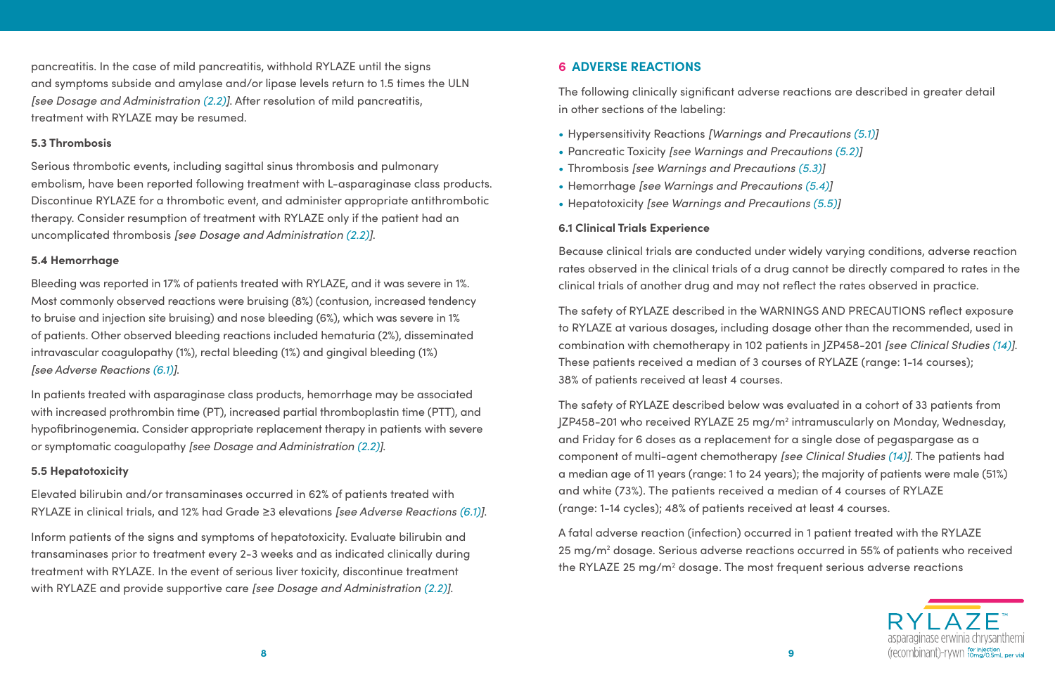pancreatitis. In the case of mild pancreatitis, withhold RYLAZE until the signs and symptoms subside and amylase and/or lipase levels return to 1.5 times the ULN *[see Dosage and Administration (2.2)]*. After resolution of mild pancreatitis, treatment with RYLAZE may be resumed.

### 5.3 Thrombosis

Serious thrombotic events, including sagittal sinus thrombosis and pulmonary embolism, have been reported following treatment with L-asparaginase class products. Discontinue RYLAZE for a thrombotic event, and administer appropriate antithrombotic therapy. Consider resumption of treatment with RYLAZE only if the patient had an uncomplicated thrombosis *[see Dosage and Administration (2.2)]*.

### 5.4 Hemorrhage

Bleeding was reported in 17% of patients treated with RYLAZE, and it was severe in 1%. Most commonly observed reactions were bruising (8%) (contusion, increased tendency to bruise and injection site bruising) and nose bleeding (6%), which was severe in 1% of patients. Other observed bleeding reactions included hematuria (2%), disseminated intravascular coagulopathy (1%), rectal bleeding (1%) and gingival bleeding (1%) *[see Adverse Reactions (6.1)]*.

In patients treated with asparaginase class products, hemorrhage may be associated with increased prothrombin time (PT), increased partial thromboplastin time (PTT), and hypofibrinogenemia. Consider appropriate replacement therapy in patients with severe or symptomatic coagulopathy *[see Dosage and Administration (2.2)]*.

### 5.5 Hepatotoxicity

Elevated bilirubin and/or transaminases occurred in 62% of patients treated with RYLAZE in clinical trials, and 12% had Grade ≥3 elevations *[see Adverse Reactions (6.1)]*.

Inform patients of the signs and symptoms of hepatotoxicity. Evaluate bilirubin and transaminases prior to treatment every 2-3 weeks and as indicated clinically during treatment with RYLAZE. In the event of serious liver toxicity, discontinue treatment with RYLAZE and provide supportive care *[see Dosage and Administration (2.2)]*.

## 6 ADVERSE REACTIONS

The following clinically significant adverse reactions are described in greater detail in other sections of the labeling:

- Hypersensitivity Reactions *[Warnings and Precautions (5.1)]*
- Pancreatic Toxicity *[see Warnings and Precautions (5.2)]*
- Thrombosis *[see Warnings and Precautions (5.3)]*
- Hemorrhage *[see Warnings and Precautions (5.4)]*
- Hepatotoxicity *[see Warnings and Precautions (5.5)]*

### 6.1 Clinical Trials Experience

Because clinical trials are conducted under widely varying conditions, adverse reaction rates observed in the clinical trials of a drug cannot be directly compared to rates in the clinical trials of another drug and may not reflect the rates observed in practice.

The safety of RYLAZE described in the WARNINGS AND PRECAUTIONS reflect exposure to RYLAZE at various dosages, including dosage other than the recommended, used in combination with chemotherapy in 102 patients in JZP458-201 *[see Clinical Studies (14)]*. These patients received a median of 3 courses of RYLAZE (range: 1-14 courses); 38% of patients received at least 4 courses.

The safety of RYLAZE described below was evaluated in a cohort of 33 patients from JZP458-201 who received RYLAZE 25 mg/m$^2$ intramuscularly on Monday, Wednesday, and Friday for 6 doses as a replacement for a single dose of pegaspargase as a component of multi-agent chemotherapy *[see Clinical Studies (14)]*. The patients had a median age of 11 years (range: 1 to 24 years); the majority of patients were male (51%) and white (73%). The patients received a median of 4 courses of RYLAZE (range: 1-14 cycles); 48% of patients received at least 4 courses.

A fatal adverse reaction (infection) occurred in 1 patient treated with the RYLAZE 25 mg/m$^2$ dosage. Serious adverse reactions occurred in 55% of patients who received the RYLAZE 25 mg/m$^2$ dosage. The most frequent serious adverse reactions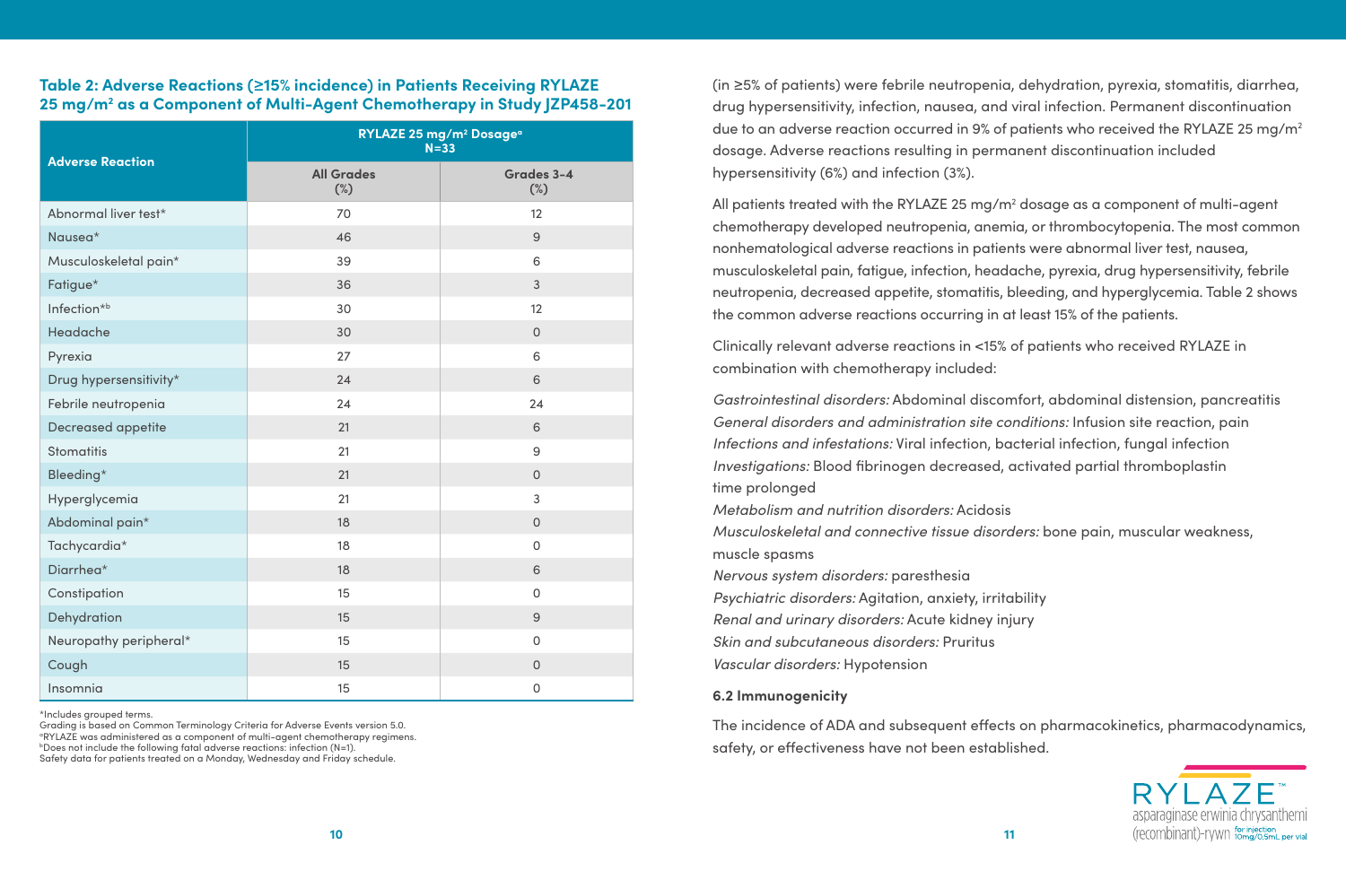**Table 2: Adverse Reactions (≥15% incidence) in Patients Receiving RYLAZE 25 mg/m² as a Component of Multi-Agent Chemotherapy in Study JZP458-201**

| Adverse Reaction | RYLAZE 25 mg/m² Dosage[a] N=33 | |
|---|---|---|
| | All Grades (%) | Grades 3-4 (%) |
| Abnormal liver test* | 70 | 12 |
| Nausea* | 46 | 9 |
| Musculoskeletal pain* | 39 | 6 |
| Fatigue* | 36 | 3 |
| Infection*[b] | 30 | 12 |
| Headache | 30 | 0 |
| Pyrexia | 27 | 6 |
| Drug hypersensitivity* | 24 | 6 |
| Febrile neutropenia | 24 | 24 |
| Decreased appetite | 21 | 6 |
| Stomatitis | 21 | 9 |
| Bleeding* | 21 | 0 |
| Hyperglycemia | 21 | 3 |
| Abdominal pain* | 18 | 0 |
| Tachycardia* | 18 | 0 |
| Diarrhea* | 18 | 6 |
| Constipation | 15 | 0 |
| Dehydration | 15 | 9 |
| Neuropathy peripheral* | 15 | 0 |
| Cough | 15 | 0 |
| Insomnia | 15 | 0 |

*Includes grouped terms.
Grading is based on Common Terminology Criteria for Adverse Events version 5.0.
[a]RYLAZE was administered as a component of multi-agent chemotherapy regimens.
[b]Does not include the following fatal adverse reactions: infection (N=1).
Safety data for patients treated on a Monday, Wednesday and Friday schedule.

(in ≥5% of patients) were febrile neutropenia, dehydration, pyrexia, stomatitis, diarrhea, drug hypersensitivity, infection, nausea, and viral infection. Permanent discontinuation due to an adverse reaction occurred in 9% of patients who received the RYLAZE 25 mg/m² dosage. Adverse reactions resulting in permanent discontinuation included hypersensitivity (6%) and infection (3%).

All patients treated with the RYLAZE 25 mg/m² dosage as a component of multi-agent chemotherapy developed neutropenia, anemia, or thrombocytopenia. The most common nonhematological adverse reactions in patients were abnormal liver test, nausea, musculoskeletal pain, fatigue, infection, headache, pyrexia, drug hypersensitivity, febrile neutropenia, decreased appetite, stomatitis, bleeding, and hyperglycemia. Table 2 shows the common adverse reactions occurring in at least 15% of the patients.

Clinically relevant adverse reactions in <15% of patients who received RYLAZE in combination with chemotherapy included:

*Gastrointestinal disorders:* Abdominal discomfort, abdominal distension, pancreatitis
*General disorders and administration site conditions:* Infusion site reaction, pain
*Infections and infestations:* Viral infection, bacterial infection, fungal infection
*Investigations:* Blood fibrinogen decreased, activated partial thromboplastin time prolonged
*Metabolism and nutrition disorders:* Acidosis
*Musculoskeletal and connective tissue disorders:* bone pain, muscular weakness, muscle spasms
*Nervous system disorders:* paresthesia
*Psychiatric disorders:* Agitation, anxiety, irritability
*Renal and urinary disorders:* Acute kidney injury
*Skin and subcutaneous disorders:* Pruritus
*Vascular disorders:* Hypotension

### 6.2 Immunogenicity

The incidence of ADA and subsequent effects on pharmacokinetics, pharmacodynamics, safety, or effectiveness have not been established.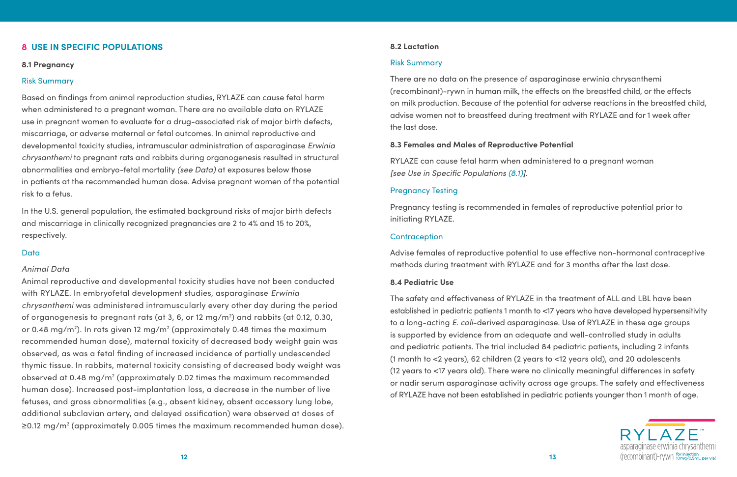## 8 USE IN SPECIFIC POPULATIONS

### 8.1 Pregnancy

#### Risk Summary

Based on findings from animal reproduction studies, RYLAZE can cause fetal harm when administered to a pregnant woman. There are no available data on RYLAZE use in pregnant women to evaluate for a drug-associated risk of major birth defects, miscarriage, or adverse maternal or fetal outcomes. In animal reproductive and developmental toxicity studies, intramuscular administration of asparaginase *Erwinia chrysanthemi* to pregnant rats and rabbits during organogenesis resulted in structural abnormalities and embryo-fetal mortality *(see Data)* at exposures below those in patients at the recommended human dose. Advise pregnant women of the potential risk to a fetus.

In the U.S. general population, the estimated background risks of major birth defects and miscarriage in clinically recognized pregnancies are 2 to 4% and 15 to 20%, respectively.

#### Data

*Animal Data*

Animal reproductive and developmental toxicity studies have not been conducted with RYLAZE. In embryofetal development studies, asparaginase *Erwinia chrysanthemi* was administered intramuscularly every other day during the period of organogenesis to pregnant rats (at 3, 6, or 12 mg/m$^2$) and rabbits (at 0.12, 0.30, or 0.48 mg/m$^2$). In rats given 12 mg/m$^2$ (approximately 0.48 times the maximum recommended human dose), maternal toxicity of decreased body weight gain was observed, as was a fetal finding of increased incidence of partially undescended thymic tissue. In rabbits, maternal toxicity consisting of decreased body weight was observed at 0.48 mg/m$^2$ (approximately 0.02 times the maximum recommended human dose). Increased post-implantation loss, a decrease in the number of live fetuses, and gross abnormalities (e.g., absent kidney, absent accessory lung lobe, additional subclavian artery, and delayed ossification) were observed at doses of ≥0.12 mg/m$^2$ (approximately 0.005 times the maximum recommended human dose).

### 8.2 Lactation

#### Risk Summary

There are no data on the presence of asparaginase erwinia chrysanthemi (recombinant)-rywn in human milk, the effects on the breastfed child, or the effects on milk production. Because of the potential for adverse reactions in the breastfed child, advise women not to breastfeed during treatment with RYLAZE and for 1 week after the last dose.

### 8.3 Females and Males of Reproductive Potential

RYLAZE can cause fetal harm when administered to a pregnant woman *[see Use in Specific Populations (8.1)]*.

#### Pregnancy Testing

Pregnancy testing is recommended in females of reproductive potential prior to initiating RYLAZE.

#### Contraception

Advise females of reproductive potential to use effective non-hormonal contraceptive methods during treatment with RYLAZE and for 3 months after the last dose.

### 8.4 Pediatric Use

The safety and effectiveness of RYLAZE in the treatment of ALL and LBL have been established in pediatric patients 1 month to <17 years who have developed hypersensitivity to a long-acting *E. coli*-derived asparaginase. Use of RYLAZE in these age groups is supported by evidence from an adequate and well-controlled study in adults and pediatric patients. The trial included 84 pediatric patients, including 2 infants (1 month to <2 years), 62 children (2 years to <12 years old), and 20 adolescents (12 years to <17 years old). There were no clinically meaningful differences in safety or nadir serum asparaginase activity across age groups. The safety and effectiveness of RYLAZE have not been established in pediatric patients younger than 1 month of age.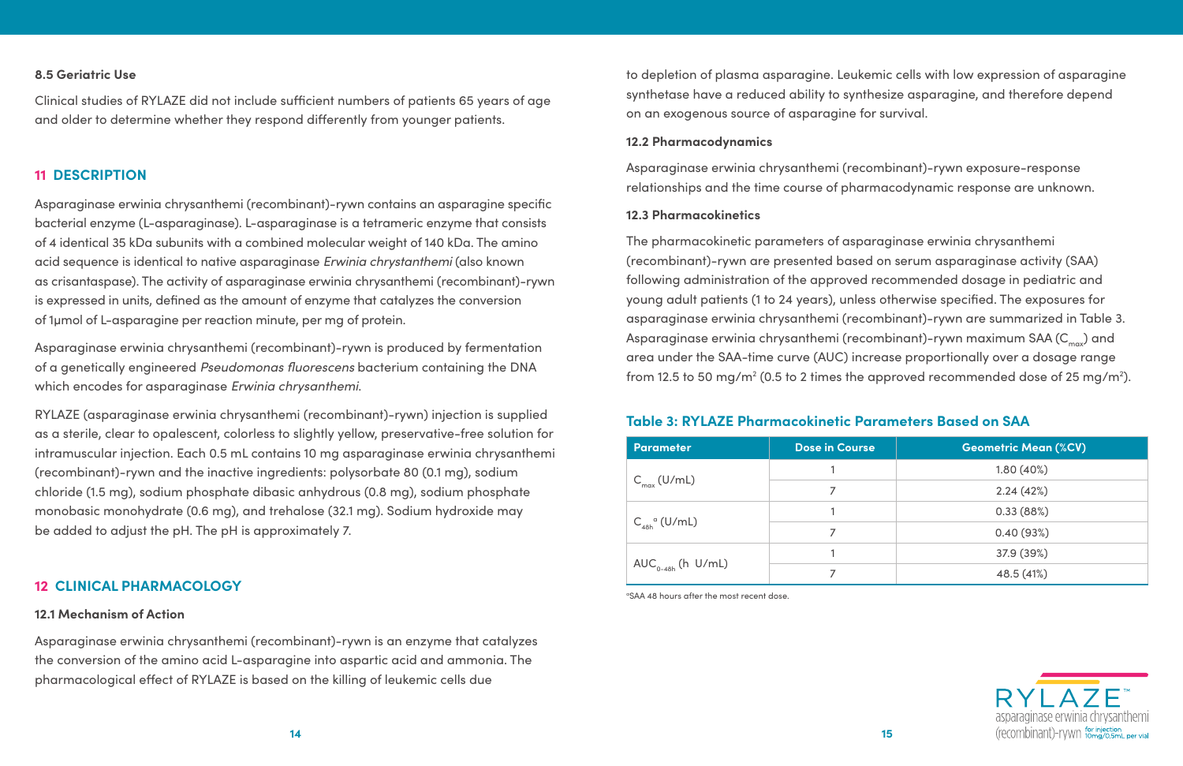### 8.5 Geriatric Use

Clinical studies of RYLAZE did not include sufficient numbers of patients 65 years of age and older to determine whether they respond differently from younger patients.

## 11 DESCRIPTION

Asparaginase erwinia chrysanthemi (recombinant)-rywn contains an asparagine specific bacterial enzyme (L-asparaginase). L-asparaginase is a tetrameric enzyme that consists of 4 identical 35 kDa subunits with a combined molecular weight of 140 kDa. The amino acid sequence is identical to native asparaginase *Erwinia chrystanthemi* (also known as crisantaspase). The activity of asparaginase erwinia chrysanthemi (recombinant)-rywn is expressed in units, defined as the amount of enzyme that catalyzes the conversion of 1µmol of L-asparagine per reaction minute, per mg of protein.

Asparaginase erwinia chrysanthemi (recombinant)-rywn is produced by fermentation of a genetically engineered *Pseudomonas fluorescens* bacterium containing the DNA which encodes for asparaginase *Erwinia chrysanthemi.*

RYLAZE (asparaginase erwinia chrysanthemi (recombinant)-rywn) injection is supplied as a sterile, clear to opalescent, colorless to slightly yellow, preservative-free solution for intramuscular injection. Each 0.5 mL contains 10 mg asparaginase erwinia chrysanthemi (recombinant)-rywn and the inactive ingredients: polysorbate 80 (0.1 mg), sodium chloride (1.5 mg), sodium phosphate dibasic anhydrous (0.8 mg), sodium phosphate monobasic monohydrate (0.6 mg), and trehalose (32.1 mg). Sodium hydroxide may be added to adjust the pH. The pH is approximately 7.

## 12 CLINICAL PHARMACOLOGY

### 12.1 Mechanism of Action

Asparaginase erwinia chrysanthemi (recombinant)-rywn is an enzyme that catalyzes the conversion of the amino acid L-asparagine into aspartic acid and ammonia. The pharmacological effect of RYLAZE is based on the killing of leukemic cells due to depletion of plasma asparagine. Leukemic cells with low expression of asparagine synthetase have a reduced ability to synthesize asparagine, and therefore depend on an exogenous source of asparagine for survival.

### 12.2 Pharmacodynamics

Asparaginase erwinia chrysanthemi (recombinant)-rywn exposure-response relationships and the time course of pharmacodynamic response are unknown.

### 12.3 Pharmacokinetics

The pharmacokinetic parameters of asparaginase erwinia chrysanthemi (recombinant)-rywn are presented based on serum asparaginase activity (SAA) following administration of the approved recommended dosage in pediatric and young adult patients (1 to 24 years), unless otherwise specified. The exposures for asparaginase erwinia chrysanthemi (recombinant)-rywn are summarized in Table 3. Asparaginase erwinia chrysanthemi (recombinant)-rywn maximum SAA ($C_{max}$) and area under the SAA-time curve (AUC) increase proportionally over a dosage range from 12.5 to 50 mg/m² (0.5 to 2 times the approved recommended dose of 25 mg/m²).

**Table 3: RYLAZE Pharmacokinetic Parameters Based on SAA**

| Parameter | Dose in Course | Geometric Mean (%CV) |
|---|---|---|
| $C_{max}$ (U/mL) | 1 | 1.80 (40%) |
| | 7 | 2.24 (42%) |
| $C_{48h}$[a] (U/mL) | 1 | 0.33 (88%) |
| | 7 | 0.40 (93%) |
| $AUC_{0-48h}$ (h U/mL) | 1 | 37.9 (39%) |
| | 7 | 48.5 (41%) |

[a]SAA 48 hours after the most recent dose.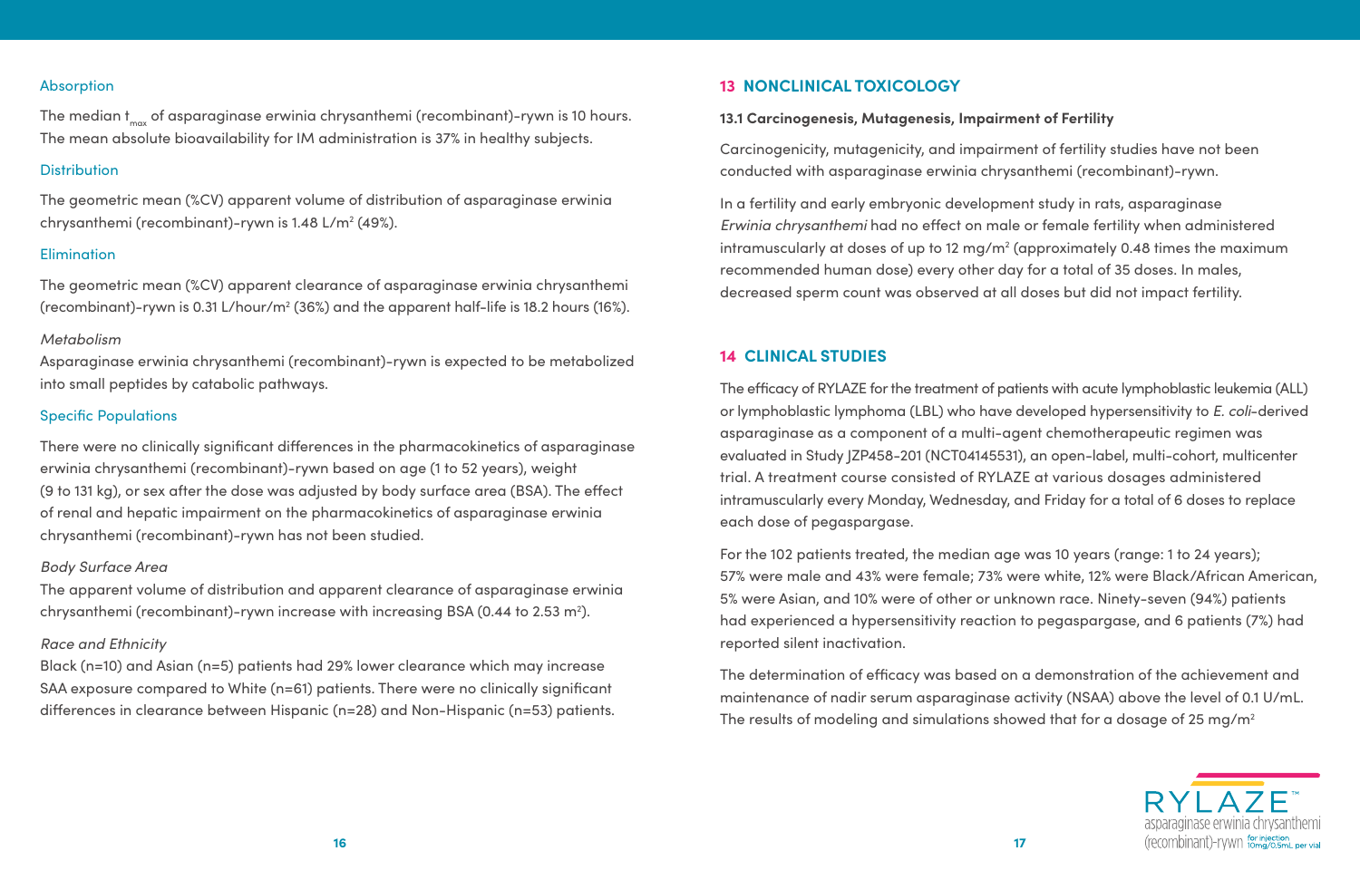Absorption

The median $t_{max}$ of asparaginase erwinia chrysanthemi (recombinant)-rywn is 10 hours. The mean absolute bioavailability for IM administration is 37% in healthy subjects.

Distribution

The geometric mean (%CV) apparent volume of distribution of asparaginase erwinia chrysanthemi (recombinant)-rywn is 1.48 L/m$^2$ (49%).

Elimination

The geometric mean (%CV) apparent clearance of asparaginase erwinia chrysanthemi (recombinant)-rywn is 0.31 L/hour/m$^2$ (36%) and the apparent half-life is 18.2 hours (16%).

*Metabolism*

Asparaginase erwinia chrysanthemi (recombinant)-rywn is expected to be metabolized into small peptides by catabolic pathways.

Specific Populations

There were no clinically significant differences in the pharmacokinetics of asparaginase erwinia chrysanthemi (recombinant)-rywn based on age (1 to 52 years), weight (9 to 131 kg), or sex after the dose was adjusted by body surface area (BSA). The effect of renal and hepatic impairment on the pharmacokinetics of asparaginase erwinia chrysanthemi (recombinant)-rywn has not been studied.

*Body Surface Area*

The apparent volume of distribution and apparent clearance of asparaginase erwinia chrysanthemi (recombinant)-rywn increase with increasing BSA (0.44 to 2.53 m$^2$).

*Race and Ethnicity*

Black (n=10) and Asian (n=5) patients had 29% lower clearance which may increase SAA exposure compared to White (n=61) patients. There were no clinically significant differences in clearance between Hispanic (n=28) and Non-Hispanic (n=53) patients.

## 13 NONCLINICAL TOXICOLOGY

### 13.1 Carcinogenesis, Mutagenesis, Impairment of Fertility

Carcinogenicity, mutagenicity, and impairment of fertility studies have not been conducted with asparaginase erwinia chrysanthemi (recombinant)-rywn.

In a fertility and early embryonic development study in rats, asparaginase *Erwinia chrysanthemi* had no effect on male or female fertility when administered intramuscularly at doses of up to 12 mg/m$^2$ (approximately 0.48 times the maximum recommended human dose) every other day for a total of 35 doses. In males, decreased sperm count was observed at all doses but did not impact fertility.

## 14 CLINICAL STUDIES

The efficacy of RYLAZE for the treatment of patients with acute lymphoblastic leukemia (ALL) or lymphoblastic lymphoma (LBL) who have developed hypersensitivity to *E. coli*-derived asparaginase as a component of a multi-agent chemotherapeutic regimen was evaluated in Study JZP458-201 (NCT04145531), an open-label, multi-cohort, multicenter trial. A treatment course consisted of RYLAZE at various dosages administered intramuscularly every Monday, Wednesday, and Friday for a total of 6 doses to replace each dose of pegaspargase.

For the 102 patients treated, the median age was 10 years (range: 1 to 24 years); 57% were male and 43% were female; 73% were white, 12% were Black/African American, 5% were Asian, and 10% were of other or unknown race. Ninety-seven (94%) patients had experienced a hypersensitivity reaction to pegaspargase, and 6 patients (7%) had reported silent inactivation.

The determination of efficacy was based on a demonstration of the achievement and maintenance of nadir serum asparaginase activity (NSAA) above the level of 0.1 U/mL. The results of modeling and simulations showed that for a dosage of 25 mg/m$^2$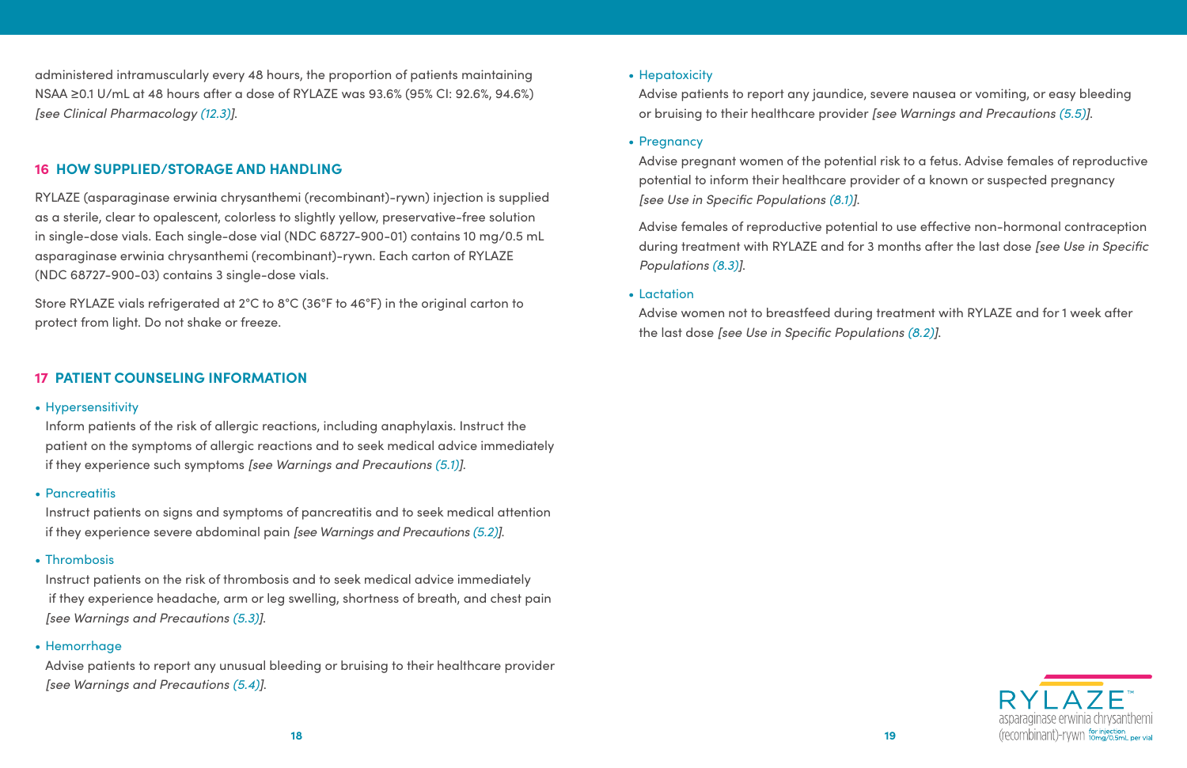administered intramuscularly every 48 hours, the proportion of patients maintaining NSAA ≥0.1 U/mL at 48 hours after a dose of RYLAZE was 93.6% (95% CI: 92.6%, 94.6%) *[see Clinical Pharmacology (12.3)]*.

## 16 HOW SUPPLIED/STORAGE AND HANDLING

RYLAZE (asparaginase erwinia chrysanthemi (recombinant)-rywn) injection is supplied as a sterile, clear to opalescent, colorless to slightly yellow, preservative-free solution in single-dose vials. Each single-dose vial (NDC 68727-900-01) contains 10 mg/0.5 mL asparaginase erwinia chrysanthemi (recombinant)-rywn. Each carton of RYLAZE (NDC 68727-900-03) contains 3 single-dose vials.

Store RYLAZE vials refrigerated at 2°C to 8°C (36°F to 46°F) in the original carton to protect from light. Do not shake or freeze.

## 17 PATIENT COUNSELING INFORMATION

- Hypersensitivity

  Inform patients of the risk of allergic reactions, including anaphylaxis. Instruct the patient on the symptoms of allergic reactions and to seek medical advice immediately if they experience such symptoms *[see Warnings and Precautions (5.1)]*.

- Pancreatitis

  Instruct patients on signs and symptoms of pancreatitis and to seek medical attention if they experience severe abdominal pain *[see Warnings and Precautions (5.2)]*.

- Thrombosis

  Instruct patients on the risk of thrombosis and to seek medical advice immediately if they experience headache, arm or leg swelling, shortness of breath, and chest pain *[see Warnings and Precautions (5.3)]*.

- Hemorrhage

  Advise patients to report any unusual bleeding or bruising to their healthcare provider *[see Warnings and Precautions (5.4)]*.

- Hepatoxicity

  Advise patients to report any jaundice, severe nausea or vomiting, or easy bleeding or bruising to their healthcare provider *[see Warnings and Precautions (5.5)]*.

- Pregnancy

  Advise pregnant women of the potential risk to a fetus. Advise females of reproductive potential to inform their healthcare provider of a known or suspected pregnancy *[see Use in Specific Populations (8.1)]*.

  Advise females of reproductive potential to use effective non-hormonal contraception during treatment with RYLAZE and for 3 months after the last dose *[see Use in Specific Populations (8.3)]*.

- Lactation

  Advise women not to breastfeed during treatment with RYLAZE and for 1 week after the last dose *[see Use in Specific Populations (8.2)]*.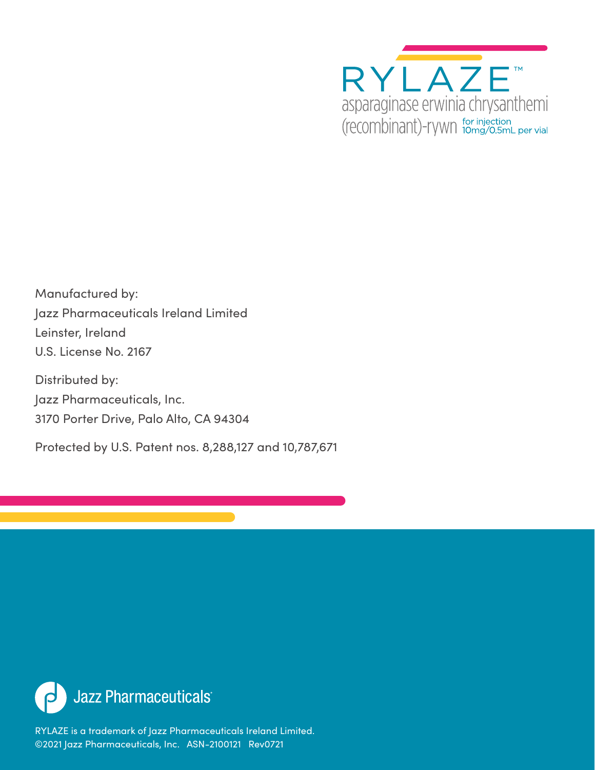RYLAZE™

asparaginase erwinia chrysanthemi (recombinant)-rywn

for injection 10mg/0.5mL per vial

Manufactured by:
Jazz Pharmaceuticals Ireland Limited
Leinster, Ireland
U.S. License No. 2167

Distributed by:
Jazz Pharmaceuticals, Inc.
3170 Porter Drive, Palo Alto, CA 94304

Protected by U.S. Patent nos. 8,288,127 and 10,787,671

Jazz Pharmaceuticals

RYLAZE is a trademark of Jazz Pharmaceuticals Ireland Limited.
©2021 Jazz Pharmaceuticals, Inc. ASN-2100121 Rev0721